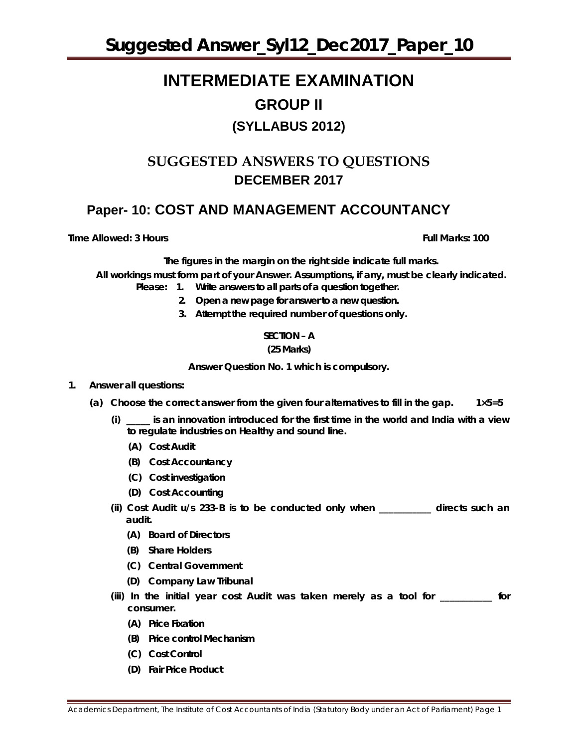# Suggested Answer_Syl12_Dec2017_Paper_10

# INTERMEDIATE EXAMINATION

## GROUP II

### (SYLLABUS 2012)

## SUGGESTED ANSWERS TO QUESTIONS
## DECEMBER 2017

## Paper- 10: COST AND MANAGEMENT ACCOUNTANCY

**Time Allowed: 3 Hours** **Full Marks: 100**

**The figures in the margin on the right side indicate full marks.**

**All workings must form part of your Answer. Assumptions, if any, must be clearly indicated.**

**Please: 1. Write answers to all parts of a question together.**

**2. Open a new page for answer to a new question.**

**3. Attempt the required number of questions only.**

**SECTION – A**

**(25 Marks)**

**Answer Question No. 1 which is compulsory.**

**1. Answer all questions:**

**(a) Choose the correct answer from the given four alternatives to fill in the gap. 1×5=5**

**(i) _____ is an innovation introduced for the first time in the world and India with a view to regulate industries on Healthy and sound line.**

- **(A) Cost Audit**
- **(B) Cost Accountancy**
- **(C) Cost investigation**
- **(D) Cost Accounting**

**(ii) Cost Audit u/s 233-B is to be conducted only when ___________ directs such an audit.**

- **(A) Board of Directors**
- **(B) Share Holders**
- **(C) Central Government**
- **(D) Company Law Tribunal**

**(iii) In the initial year cost Audit was taken merely as a tool for ___________ for consumer.**

- **(A) Price Fixation**
- **(B) Price control Mechanism**
- **(C) Cost Control**
- **(D) Fair Price Product**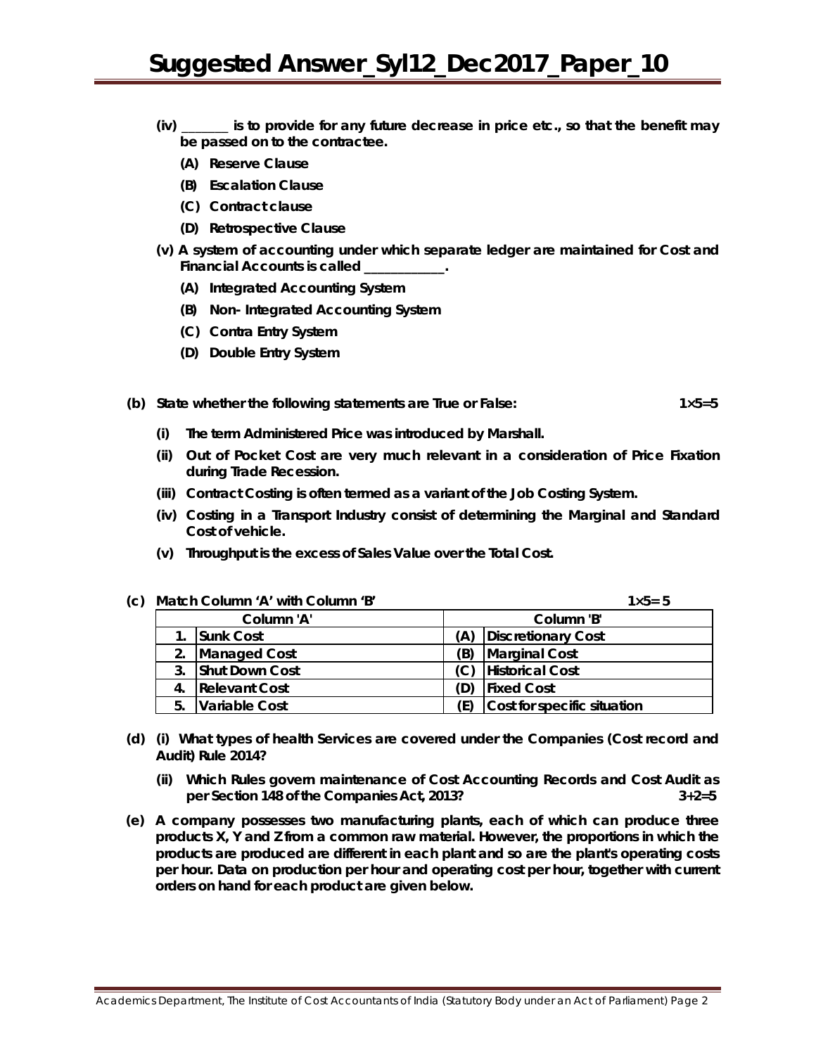**(iv) _______ is to provide for any future decrease in price etc., so that the benefit may be passed on to the contractee.**

**(A) Reserve Clause**

**(B) Escalation Clause**

**(C) Contract clause**

**(D) Retrospective Clause**

**(v) A system of accounting under which separate ledger are maintained for Cost and Financial Accounts is called ___________.**

**(A) Integrated Accounting System**

**(B) Non- Integrated Accounting System**

**(C) Contra Entry System**

**(D) Double Entry System**

**(b) State whether the following statements are True or False: 1×5=5**

**(i) The term Administered Price was introduced by Marshall.**

**(ii) Out of Pocket Cost are very much relevant in a consideration of Price Fixation during Trade Recession.**

**(iii) Contract Costing is often termed as a variant of the Job Costing System.**

**(iv) Costing in a Transport Industry consist of determining the Marginal and Standard Cost of vehicle.**

**(v) Throughput is the excess of Sales Value over the Total Cost.**

**(c) Match Column 'A' with Column 'B' 1×5= 5**

| Column 'A' | | Column 'B' | |
|---|---|---|---|
| 1. | Sunk Cost | (A) | Discretionary Cost |
| 2. | Managed Cost | (B) | Marginal Cost |
| 3. | Shut Down Cost | (C) | Historical Cost |
| 4. | Relevant Cost | (D) | Fixed Cost |
| 5. | Variable Cost | (E) | Cost for specific situation |

**(d) (i) What types of health Services are covered under the Companies (Cost record and Audit) Rule 2014?**

**(ii) Which Rules govern maintenance of Cost Accounting Records and Cost Audit as per Section 148 of the Companies Act, 2013? 3+2=5**

**(e) A company possesses two manufacturing plants, each of which can produce three products X, Y and Z from a common raw material. However, the proportions in which the products are produced are different in each plant and so are the plant's operating costs per hour. Data on production per hour and operating cost per hour, together with current orders on hand for each product are given below.**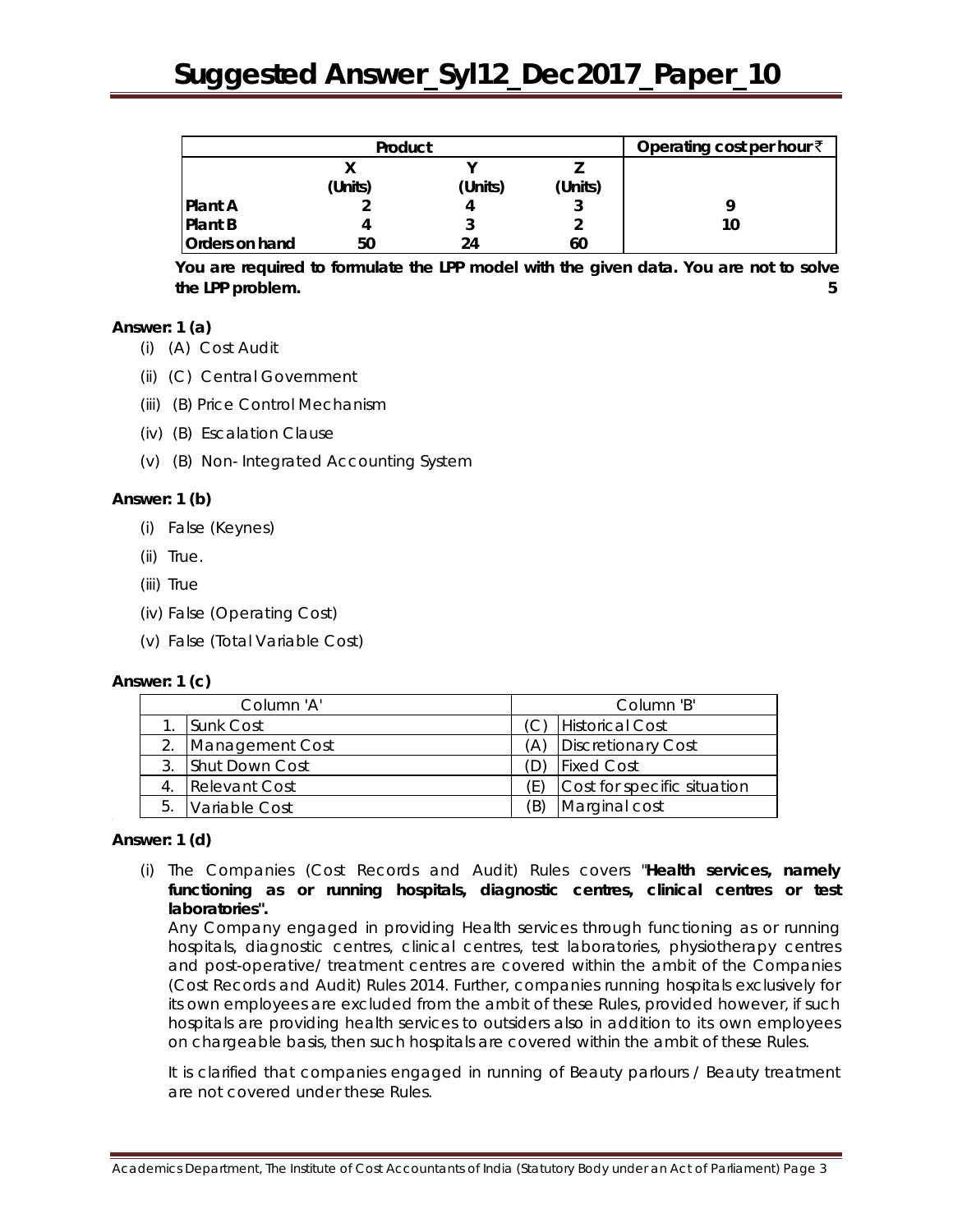| | Product | | | Operating cost per hour ₹ |
|---|---|---|---|---|
| | X (Units) | Y (Units) | Z (Units) | |
| Plant A | 2 | 4 | 3 | 9 |
| Plant B | 4 | 3 | 2 | 10 |
| Orders on hand | 50 | 24 | 60 | |

**You are required to formulate the LPP model with the given data. You are not to solve the LPP problem.** **5**

**Answer: 1 (a)**

(i) (A) Cost Audit

(ii) (C) Central Government

(iii) (B) Price Control Mechanism

(iv) (B) Escalation Clause

(v) (B) Non- Integrated Accounting System

**Answer: 1 (b)**

(i) False (Keynes)

(ii) True.

(iii) True

(iv) False (Operating Cost)

(v) False (Total Variable Cost)

**Answer: 1 (c)**

| | Column 'A' | | Column 'B' |
|---|---|---|---|
| 1. | Sunk Cost | (C) | Historical Cost |
| 2. | Management Cost | (A) | Discretionary Cost |
| 3. | Shut Down Cost | (D) | Fixed Cost |
| 4. | Relevant Cost | (E) | Cost for specific situation |
| 5. | Variable Cost | (B) | Marginal cost |

**Answer: 1 (d)**

(i) The Companies (Cost Records and Audit) Rules covers "**Health services, namely functioning as or running hospitals, diagnostic centres, clinical centres or test laboratories".**

Any Company engaged in providing Health services through functioning as or running hospitals, diagnostic centres, clinical centres, test laboratories, physiotherapy centres and post-operative/ treatment centres are covered within the ambit of the Companies (Cost Records and Audit) Rules 2014. Further, companies running hospitals exclusively for its own employees are excluded from the ambit of these Rules, provided however, if such hospitals are providing health services to outsiders also in addition to its own employees on chargeable basis, then such hospitals are covered within the ambit of these Rules.

It is clarified that companies engaged in running of Beauty parlours / Beauty treatment are not covered under these Rules.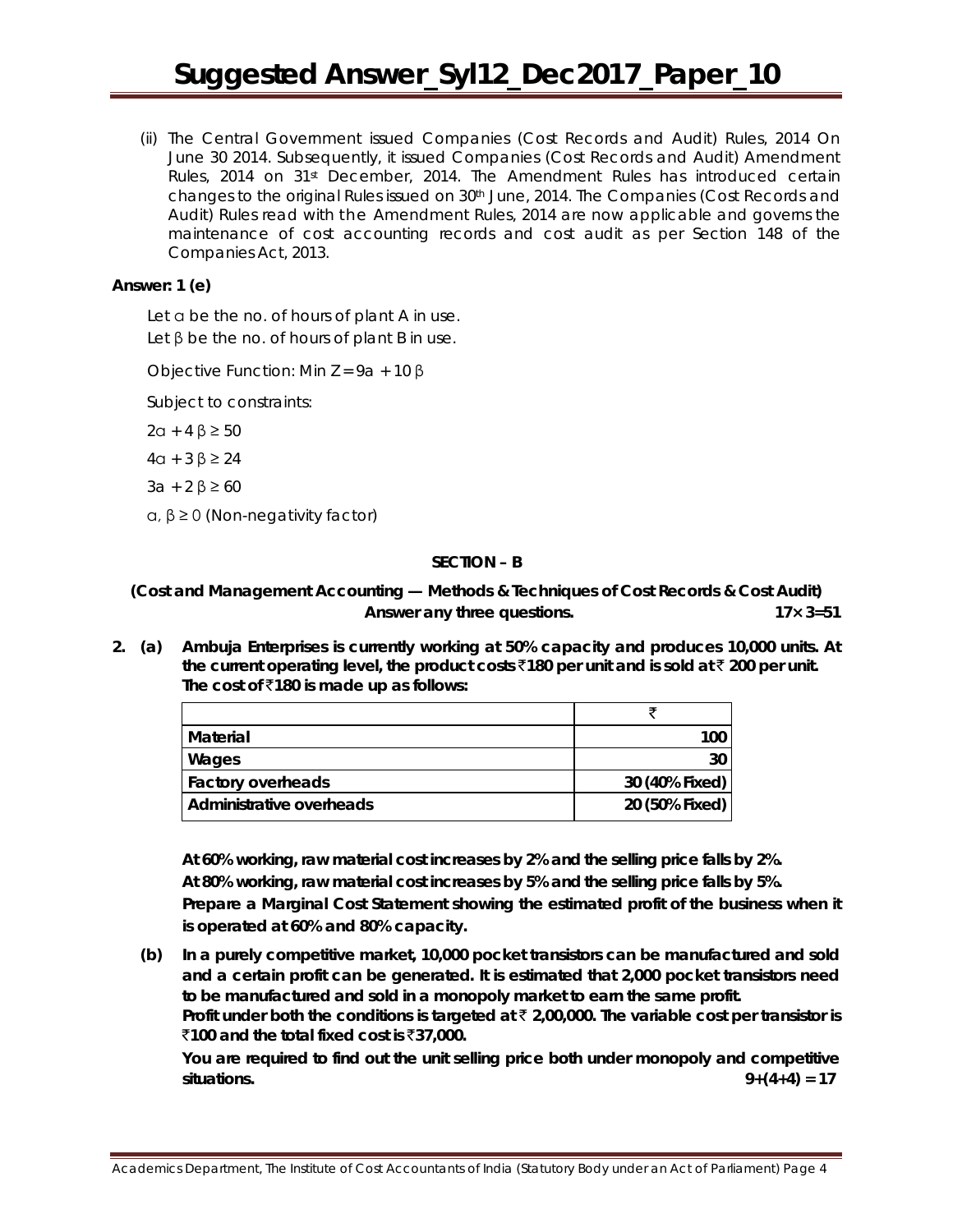(ii) The Central Government issued Companies (Cost Records and Audit) Rules, 2014 On June 30 2014. Subsequently, it issued Companies (Cost Records and Audit) Amendment Rules, 2014 on 31st December, 2014. The Amendment Rules has introduced certain changes to the original Rules issued on 30th June, 2014. The Companies (Cost Records and Audit) Rules read with the Amendment Rules, 2014 are now applicable and governs the maintenance of cost accounting records and cost audit as per Section 148 of the Companies Act, 2013.

**Answer: 1 (e)**

Let $\alpha$ be the no. of hours of plant A in use.

Let $\beta$ be the no. of hours of plant B in use.

Objective Function: Min $Z = 9a + 10\beta$

Subject to constraints:

$2\alpha + 4\beta \geq 50$

$4\alpha + 3\beta \geq 24$

$3a + 2\beta \geq 60$

$\alpha, \beta \geq 0$ (Non-negativity factor)

## SECTION – B

**(Cost and Management Accounting — Methods & Techniques of Cost Records & Cost Audit)**

**Answer any three questions. 17× 3=51**

**2. (a) Ambuja Enterprises is currently working at 50% capacity and produces 10,000 units. At the current operating level, the product costs ₹180 per unit and is sold at ₹ 200 per unit. The cost of ₹180 is made up as follows:**

| | ₹ |
|---|---|
| **Material** | **100** |
| **Wages** | **30** |
| **Factory overheads** | **30 (40% Fixed)** |
| **Administrative overheads** | **20 (50% Fixed)** |

**At 60% working, raw material cost increases by 2% and the selling price falls by 2%.**

**At 80% working, raw material cost increases by 5% and the selling price falls by 5%.**

**Prepare a Marginal Cost Statement showing the estimated profit of the business when it is operated at 60% and 80% capacity.**

**(b) In a purely competitive market, 10,000 pocket transistors can be manufactured and sold and a certain profit can be generated. It is estimated that 2,000 pocket transistors need to be manufactured and sold in a monopoly market to earn the same profit.**

**Profit under both the conditions is targeted at ₹ 2,00,000. The variable cost per transistor is ₹100 and the total fixed cost is ₹37,000.**

**You are required to find out the unit selling price both under monopoly and competitive situations. 9+(4+4) = 17**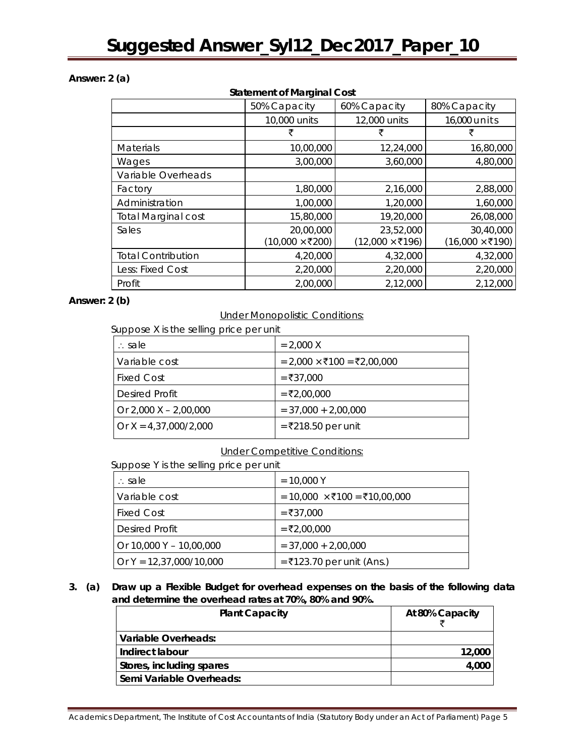**Answer: 2 (a)**

**Statement of Marginal Cost**

| | 50% Capacity | 60% Capacity | 80% Capacity |
|---|---|---|---|
| | 10,000 units | 12,000 units | 16,000 units |
| | ₹ | ₹ | ₹ |
| Materials | 10,00,000 | 12,24,000 | 16,80,000 |
| Wages | 3,00,000 | 3,60,000 | 4,80,000 |
| Variable Overheads | | | |
| Factory | 1,80,000 | 2,16,000 | 2,88,000 |
| Administration | 1,00,000 | 1,20,000 | 1,60,000 |
| Total Marginal cost | 15,80,000 | 19,20,000 | 26,08,000 |
| Sales | 20,00,000 (10,000 × ₹200) | 23,52,000 (12,000 × ₹196) | 30,40,000 (16,000 × ₹190) |
| Total Contribution | 4,20,000 | 4,32,000 | 4,32,000 |
| Less: Fixed Cost | 2,20,000 | 2,20,000 | 2,20,000 |
| Profit | 2,00,000 | 2,12,000 | 2,12,000 |

**Answer: 2 (b)**

Under Monopolistic Conditions:

Suppose X is the selling price per unit

| | |
|---|---|
| ∴ sale | = 2,000 X |
| Variable cost | = 2,000 × ₹100 = ₹2,00,000 |
| Fixed Cost | = ₹37,000 |
| Desired Profit | = ₹2,00,000 |
| Or 2,000 X – 2,00,000 | = 37,000 + 2,00,000 |
| Or X = 4,37,000/2,000 | = ₹218.50 per unit |

Under Competitive Conditions:

Suppose Y is the selling price per unit

| | |
|---|---|
| ∴ sale | = 10,000 Y |
| Variable cost | = 10,000 × ₹100 = ₹10,00,000 |
| Fixed Cost | = ₹37,000 |
| Desired Profit | = ₹2,00,000 |
| Or 10,000 Y – 10,00,000 | = 37,000 + 2,00,000 |
| Or Y = 12,37,000/10,000 | = ₹123.70 per unit (Ans.) |

**3. (a) Draw up a Flexible Budget for overhead expenses on the basis of the following data and determine the overhead rates at 70%, 80% and 90%.**

| **Plant Capacity** | **At 80% Capacity ₹** |
|---|---|
| **Variable Overheads:** | |
| **Indirect labour** | **12,000** |
| **Stores, including spares** | **4,000** |
| **Semi Variable Overheads:** | |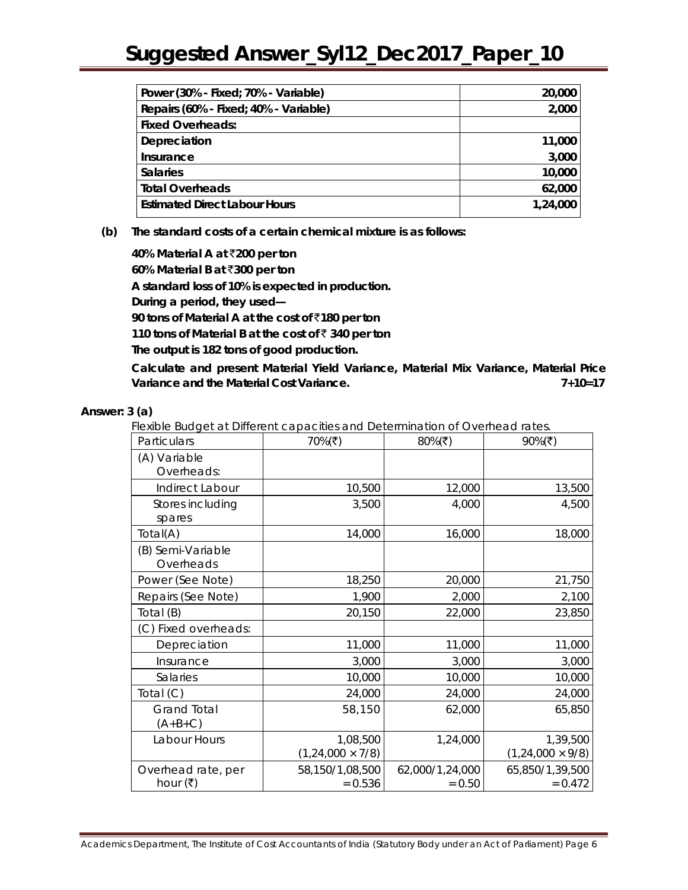| Power (30% - Fixed; 70% - Variable) | 20,000 |
|---|---|
| Repairs (60% - Fixed; 40% - Variable) | 2,000 |
| **Fixed Overheads:** | |
| Depreciation | 11,000 |
| Insurance | 3,000 |
| Salaries | 10,000 |
| Total Overheads | 62,000 |
| Estimated Direct Labour Hours | 1,24,000 |

**(b) The standard costs of a certain chemical mixture is as follows:**

**40% Material A at ₹200 per ton**

**60% Material B at ₹300 per ton**

**A standard loss of 10% is expected in production.**

**During a period, they used—**

**90 tons of Material A at the cost of ₹180 per ton**

**110 tons of Material B at the cost of ₹ 340 per ton**

**The output is 182 tons of good production.**

**Calculate and present Material Yield Variance, Material Mix Variance, Material Price Variance and the Material Cost Variance.** **7+10=17**

**Answer: 3 (a)**

Flexible Budget at Different capacities and Determination of Overhead rates.

| Particulars | 70%(₹) | 80%(₹) | 90%(₹) |
|---|---|---|---|
| (A) Variable Overheads: | | | |
| Indirect Labour | 10,500 | 12,000 | 13,500 |
| Stores including spares | 3,500 | 4,000 | 4,500 |
| Total(A) | 14,000 | 16,000 | 18,000 |
| (B) Semi-Variable Overheads | | | |
| Power (See Note) | 18,250 | 20,000 | 21,750 |
| Repairs (See Note) | 1,900 | 2,000 | 2,100 |
| Total (B) | 20,150 | 22,000 | 23,850 |
| (C) Fixed overheads: | | | |
| Depreciation | 11,000 | 11,000 | 11,000 |
| Insurance | 3,000 | 3,000 | 3,000 |
| Salaries | 10,000 | 10,000 | 10,000 |
| Total (C) | 24,000 | 24,000 | 24,000 |
| Grand Total (A+B+C) | 58,150 | 62,000 | 65,850 |
| Labour Hours | 1,08,500 $(1,24,000 \times 7/8)$ | 1,24,000 | 1,39,500 $(1,24,000 \times 9/8)$ |
| Overhead rate, per hour (₹) | 58,150/1,08,500 = 0.536 | 62,000/1,24,000 = 0.50 | 65,850/1,39,500 = 0.472 |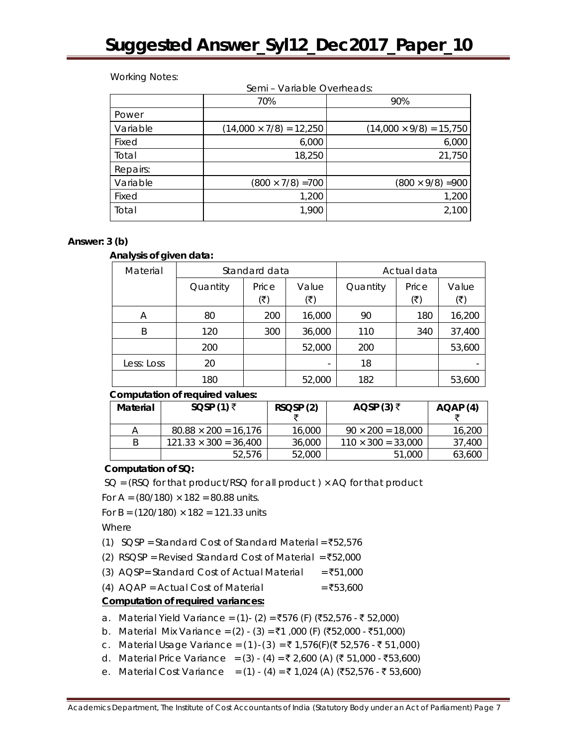Working Notes:

Semi – Variable Overheads:

| | 70% | 90% |
|---|---|---|
| Power | | |
| Variable | $(14,000 \times 7/8) = 12,250$ | $(14,000 \times 9/8) = 15,750$ |
| Fixed | 6,000 | 6,000 |
| Total | 18,250 | 21,750 |
| Repairs: | | |
| Variable | $(800 \times 7/8) = 700$ | $(800 \times 9/8) = 900$ |
| Fixed | 1,200 | 1,200 |
| Total | 1,900 | 2,100 |

**Answer: 3 (b)**

**Analysis of given data:**

| Material | Standard data | | | Actual data | | |
|---|---|---|---|---|---|---|
| | Quantity | Price (₹) | Value (₹) | Quantity | Price (₹) | Value (₹) |
| A | 80 | 200 | 16,000 | 90 | 180 | 16,200 |
| B | 120 | 300 | 36,000 | 110 | 340 | 37,400 |
| | 200 | | 52,000 | 200 | | 53,600 |
| Less: Loss | 20 | | - | 18 | | - |
| | 180 | | 52,000 | 182 | | 53,600 |

**Computation of required values:**

| Material | SQSP (1) ₹ | RSQSP (2) ₹ | AQSP (3) ₹ | AQAP (4) ₹ |
|---|---|---|---|---|
| A | $80.88 \times 200 = 16,176$ | 16,000 | $90 \times 200 = 18,000$ | 16,200 |
| B | $121.33 \times 300 = 36,400$ | 36,000 | $110 \times 300 = 33,000$ | 37,400 |
| | 52,576 | 52,000 | 51,000 | 63,600 |

**Computation of SQ:**

SQ = (RSQ for that product/RSQ for all product ) × AQ for that product

For A = $(80/180) \times 182 = 80.88$ units.

For B = $(120/180) \times 182 = 121.33$ units

Where

(1) SQSP = Standard Cost of Standard Material = ₹52,576

(2) RSQSP = Revised Standard Cost of Material = ₹52,000

(3) AQSP= Standard Cost of Actual Material = ₹51,000

(4) AQAP = Actual Cost of Material = ₹53,600

**Computation of required variances:**

a. Material Yield Variance = (1)- (2) = ₹576 (F) (₹52,576 - ₹ 52,000)

b. Material Mix Variance = (2) - (3) = ₹1 ,000 (F) (₹52,000 - ₹51,000)

c. Material Usage Variance = (1)-(3) = ₹ 1,576(F)(₹ 52,576 - ₹ 51,000)

d. Material Price Variance = (3) - (4) = ₹ 2,600 (A) (₹ 51,000 - ₹53,600)

e. Material Cost Variance = (1) - (4) = ₹ 1,024 (A) (₹52,576 - ₹ 53,600)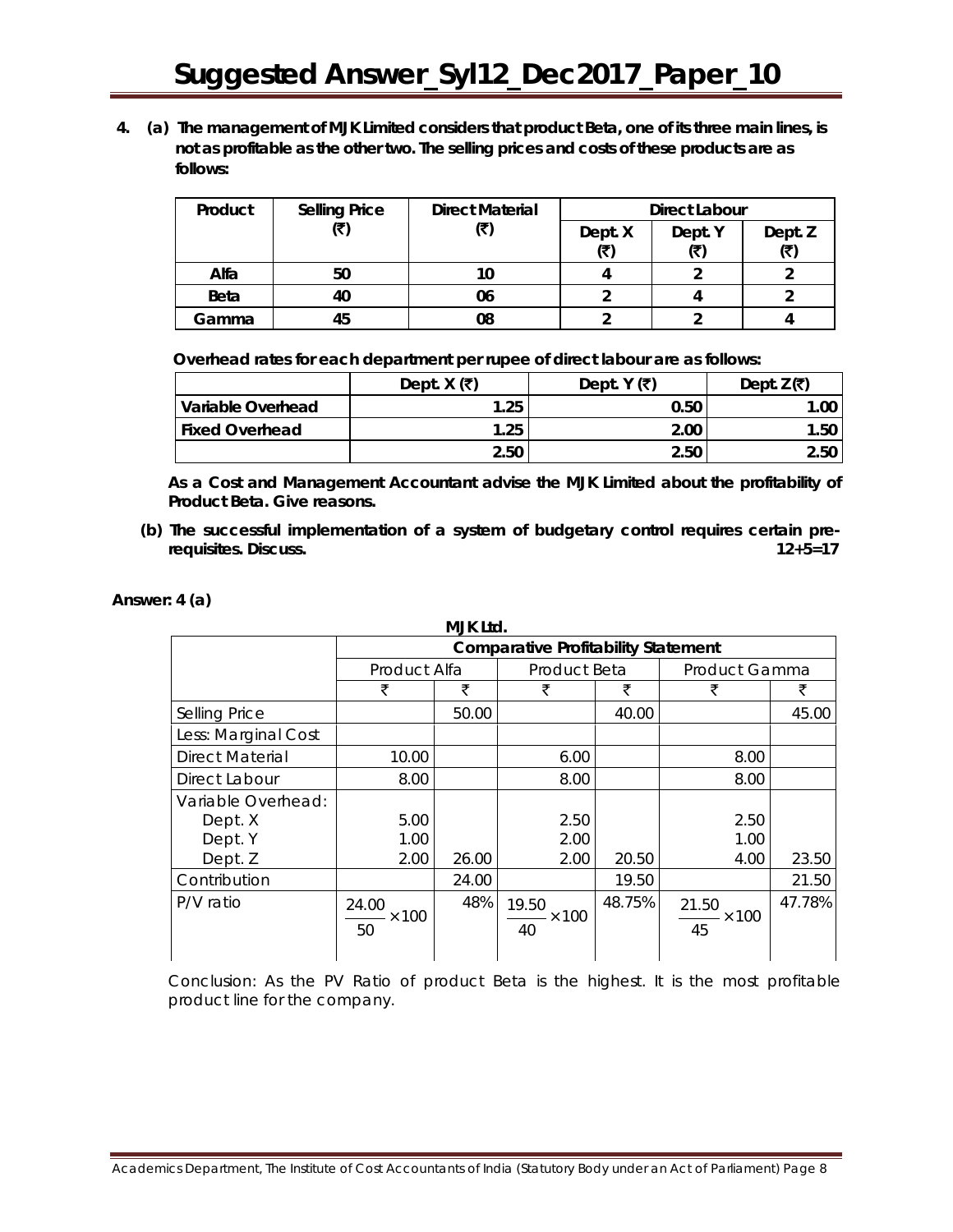**4. (a) The management of MJK Limited considers that product Beta, one of its three main lines, is not as profitable as the other two. The selling prices and costs of these products are as follows:**

| Product | Selling Price (₹) | Direct Material (₹) | Direct Labour | | |
|---|---|---|---|---|---|
| | | | Dept. X (₹) | Dept. Y (₹) | Dept. Z (₹) |
| Alfa | 50 | 10 | 4 | 2 | 2 |
| Beta | 40 | 06 | 2 | 4 | 2 |
| Gamma | 45 | 08 | 2 | 2 | 4 |

**Overhead rates for each department per rupee of direct labour are as follows:**

| | Dept. X (₹) | Dept. Y (₹) | Dept. Z(₹) |
|---|---|---|---|
| Variable Overhead | 1.25 | 0.50 | 1.00 |
| Fixed Overhead | 1.25 | 2.00 | 1.50 |
| | 2.50 | 2.50 | 2.50 |

**As a Cost and Management Accountant advise the MJK Limited about the profitability of Product Beta. Give reasons.**

**(b) The successful implementation of a system of budgetary control requires certain pre-requisites. Discuss.** **12+5=17**

**Answer: 4 (a)**

**MJK Ltd.**

| | Comparative Profitability Statement | | | | | |
|---|---|---|---|---|---|---|
| | Product Alfa | | Product Beta | | Product Gamma | |
| | ₹ | ₹ | ₹ | ₹ | ₹ | ₹ |
| Selling Price | | 50.00 | | 40.00 | | 45.00 |
| Less: Marginal Cost | | | | | | |
| Direct Material | 10.00 | | 6.00 | | 8.00 | |
| Direct Labour | 8.00 | | 8.00 | | 8.00 | |
| Variable Overhead: | | | | | | |
| Dept. X | 5.00 | | 2.50 | | 2.50 | |
| Dept. Y | 1.00 | | 2.00 | | 1.00 | |
| Dept. Z | 2.00 | 26.00 | 2.00 | 20.50 | 4.00 | 23.50 |
| Contribution | | 24.00 | | 19.50 | | 21.50 |
| P/V ratio | $\frac{24.00}{50}\times 100$ | 48% | $\frac{19.50}{40}\times 100$ | 48.75% | $\frac{21.50}{45}\times 100$ | 47.78% |

Conclusion: As the PV Ratio of product Beta is the highest. It is the most profitable product line for the company.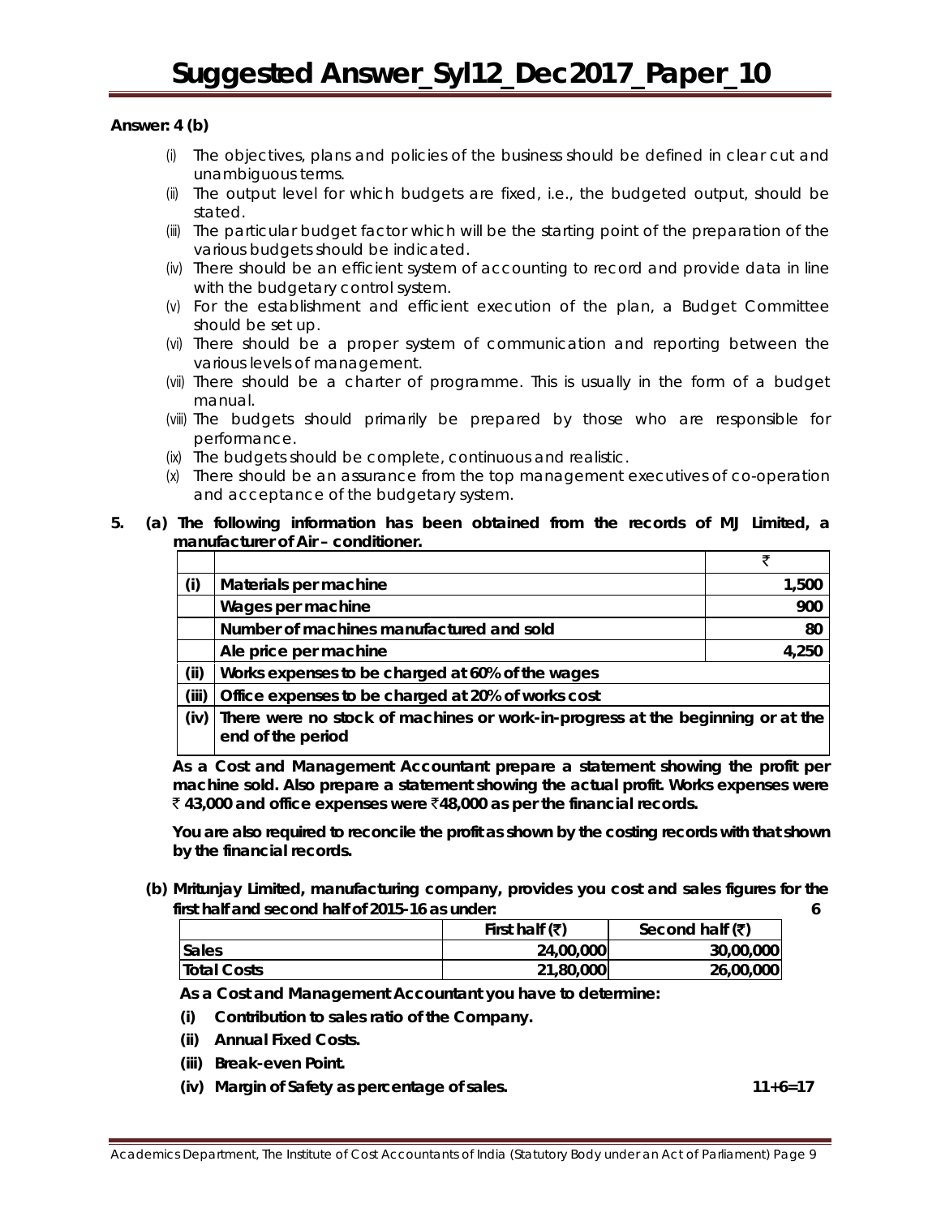**Answer: 4 (b)**

(i) The objectives, plans and policies of the business should be defined in clear cut and unambiguous terms.

(ii) The output level for which budgets are fixed, i.e., the budgeted output, should be stated.

(iii) The particular budget factor which will be the starting point of the preparation of the various budgets should be indicated.

(iv) There should be an efficient system of accounting to record and provide data in line with the budgetary control system.

(v) For the establishment and efficient execution of the plan, a Budget Committee should be set up.

(vi) There should be a proper system of communication and reporting between the various levels of management.

(vii) There should be a charter of programme. This is usually in the form of a budget manual.

(viii) The budgets should primarily be prepared by those who are responsible for performance.

(ix) The budgets should be complete, continuous and realistic.

(x) There should be an assurance from the top management executives of co-operation and acceptance of the budgetary system.

**5. (a) The following information has been obtained from the records of MJ Limited, a manufacturer of Air – conditioner.**

| | | ₹ |
|---|---|---|
| **(i)** | **Materials per machine** | **1,500** |
| | **Wages per machine** | **900** |
| | **Number of machines manufactured and sold** | **80** |
| | **Ale price per machine** | **4,250** |
| **(ii)** | **Works expenses to be charged at 60% of the wages** | |
| **(iii)** | **Office expenses to be charged at 20% of works cost** | |
| **(iv)** | **There were no stock of machines or work-in-progress at the beginning or at the end of the period** | |

**As a Cost and Management Accountant prepare a statement showing the profit per machine sold. Also prepare a statement showing the actual profit. Works expenses were ₹ 43,000 and office expenses were ₹48,000 as per the financial records.**

**You are also required to reconcile the profit as shown by the costing records with that shown by the financial records.**

**(b) Mritunjay Limited, manufacturing company, provides you cost and sales figures for the first half and second half of 2015-16 as under: 6**

| | First half (₹) | Second half (₹) |
|---|---|---|
| Sales | 24,00,000 | 30,00,000 |
| Total Costs | 21,80,000 | 26,00,000 |

**As a Cost and Management Accountant you have to determine:**

**(i) Contribution to sales ratio of the Company.**

**(ii) Annual Fixed Costs.**

**(iii) Break-even Point.**

**(iv) Margin of Safety as percentage of sales. 11+6=17**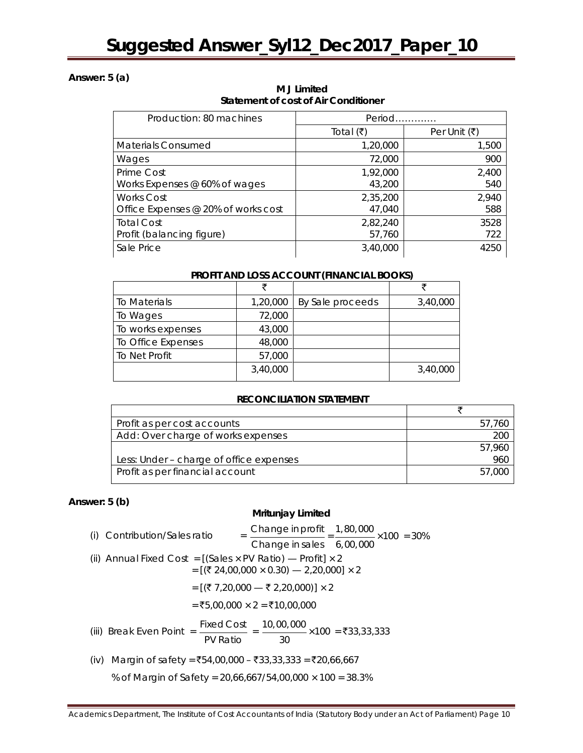**Answer: 5 (a)**

**M J Limited**
**Statement of cost of Air Conditioner**

| Production: 80 machines | Period…………. | |
|---|---|---|
| | Total (₹) | Per Unit (₹) |
| Materials Consumed | 1,20,000 | 1,500 |
| Wages | 72,000 | 900 |
| Prime Cost<br>Works Expenses @ 60% of wages | 1,92,000<br>43,200 | 2,400<br>540 |
| Works Cost<br>Office Expenses @ 20% of works cost | 2,35,200<br>47,040 | 2,940<br>588 |
| Total Cost<br>Profit (balancing figure) | 2,82,240<br>57,760 | 3528<br>722 |
| Sale Price | 3,40,000 | 4250 |

**PROFIT AND LOSS ACCOUNT (FINANCIAL BOOKS)**

| | ₹ | | ₹ |
|---|---|---|---|
| To Materials | 1,20,000 | By Sale proceeds | 3,40,000 |
| To Wages | 72,000 | | |
| To works expenses | 43,000 | | |
| To Office Expenses | 48,000 | | |
| To Net Profit | 57,000 | | |
| | 3,40,000 | | 3,40,000 |

**RECONCILIATION STATEMENT**

| | ₹ |
|---|---|
| Profit as per cost accounts | 57,760 |
| Add: Over charge of works expenses | 200 |
| | 57,960 |
| Less: Under – charge of office expenses | 960 |
| Profit as per financial account | 57,000 |

**Answer: 5 (b)**

**Mritunjay Limited**

(i) Contribution/Sales ratio $= \dfrac{\text{Change in profit}}{\text{Change in sales}} = \dfrac{1,80,000}{6,00,000} \times 100 = 30\%$

(ii) Annual Fixed Cost = [(Sales × PV Ratio) — Profit] × 2
= [(₹ 24,00,000 × 0.30) — 2,20,000] × 2
= [(₹ 7,20,000 — ₹ 2,20,000)] × 2
= ₹5,00,000 × 2 = ₹10,00,000

(iii) Break Even Point $= \dfrac{\text{Fixed Cost}}{\text{PV Ratio}} = \dfrac{10,00,000}{30} \times 100$ = ₹33,33,333

(iv) Margin of safety = ₹54,00,000 – ₹33,33,333 = ₹20,66,667

% of Margin of Safety = 20,66,667/54,00,000 × 100 = 38.3%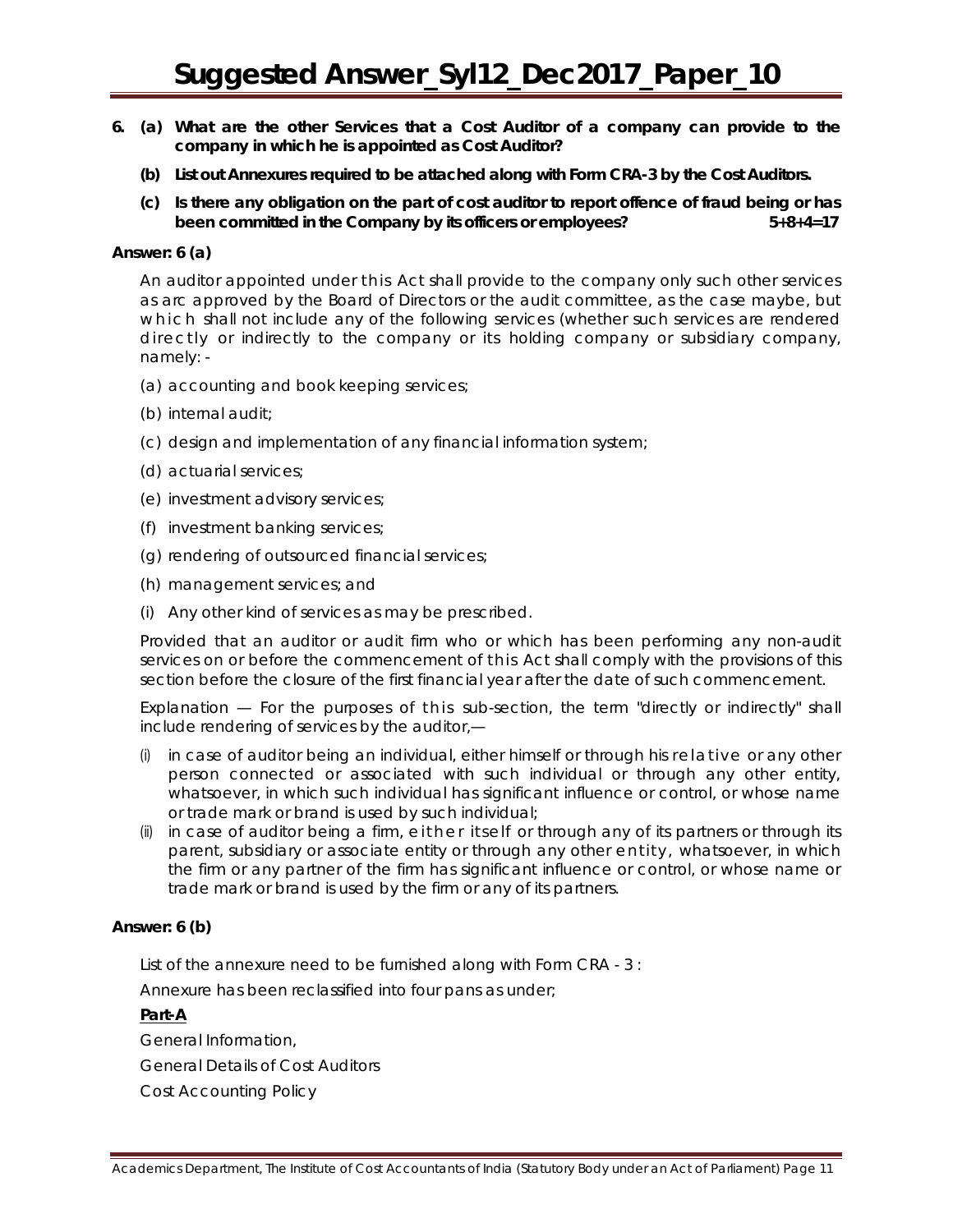**6. (a) What are the other Services that a Cost Auditor of a company can provide to the company in which he is appointed as Cost Auditor?**

**(b) List out Annexures required to be attached along with Form CRA-3 by the Cost Auditors.**

**(c) Is there any obligation on the part of cost auditor to report offence of fraud being or has been committed in the Company by its officers or employees? 5+8+4=17**

**Answer: 6 (a)**

An auditor appointed under this Act shall provide to the company only such other services as arc approved by the Board of Directors or the audit committee, as the case maybe, but which shall not include any of the following services (whether such services are rendered directly or indirectly to the company or its holding company or subsidiary company, namely: -

(a) accounting and book keeping services;

(b) internal audit;

(c) design and implementation of any financial information system;

(d) actuarial services;

(e) investment advisory services;

(f) investment banking services;

(g) rendering of outsourced financial services;

(h) management services; and

(i) Any other kind of services as may be prescribed.

Provided that an auditor or audit firm who or which has been performing any non-audit services on or before the commencement of this Act shall comply with the provisions of this section before the closure of the first financial year after the date of such commencement.

Explanation — For the purposes of this sub-section, the term "directly or indirectly" shall include rendering of services by the auditor,—

(i) in case of auditor being an individual, either himself or through his relative or any other person connected or associated with such individual or through any other entity, whatsoever, in which such individual has significant influence or control, or whose name or trade mark or brand is used by such individual;

(ii) in case of auditor being a firm, either itself or through any of its partners or through its parent, subsidiary or associate entity or through any other entity, whatsoever, in which the firm or any partner of the firm has significant influence or control, or whose name or trade mark or brand is used by the firm or any of its partners.

**Answer: 6 (b)**

List of the annexure need to be furnished along with Form CRA - 3 :

Annexure has been reclassified into four pans as under;

**Part-A**

General Information,

General Details of Cost Auditors

Cost Accounting Policy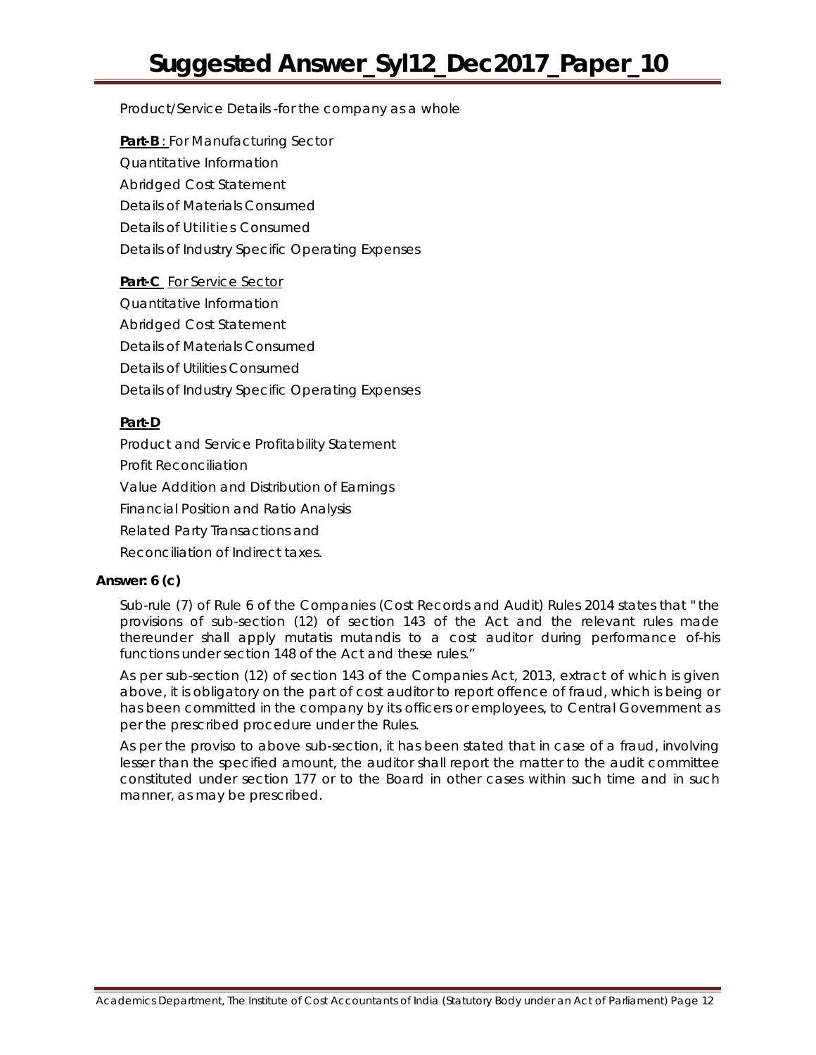Product/Service Details -for the company as a whole

**Part-B** : For Manufacturing Sector

Quantitative Information

Abridged Cost Statement

Details of Materials Consumed

Details of Utilities Consumed

Details of Industry Specific Operating Expenses

**Part-C** For Service Sector

Quantitative Information

Abridged Cost Statement

Details of Materials Consumed

Details of Utilities Consumed

Details of Industry Specific Operating Expenses

**Part-D**

Product and Service Profitability Statement

Profit Reconciliation

Value Addition and Distribution of Earnings

Financial Position and Ratio Analysis

Related Party Transactions and

Reconciliation of Indirect taxes.

**Answer: 6 (c)**

Sub-rule (7) of Rule 6 of the Companies (Cost Records and Audit) Rules 2014 states that " the provisions of sub-section (12) of section 143 of the Act and the relevant rules made thereunder shall apply mutatis mutandis to a cost auditor during performance of-his functions under section 148 of the Act and these rules."

As per sub-section (12) of section 143 of the Companies Act, 2013, extract of which is given above, it is obligatory on the part of cost auditor to report offence of fraud, which is being or has been committed in the company by its officers or employees, to Central Government as per the prescribed procedure under the Rules.

As per the proviso to above sub-section, it has been stated that in case of a fraud, involving lesser than the specified amount, the auditor shall report the matter to the audit committee constituted under section 177 or to the Board in other cases within such time and in such manner, as may be prescribed.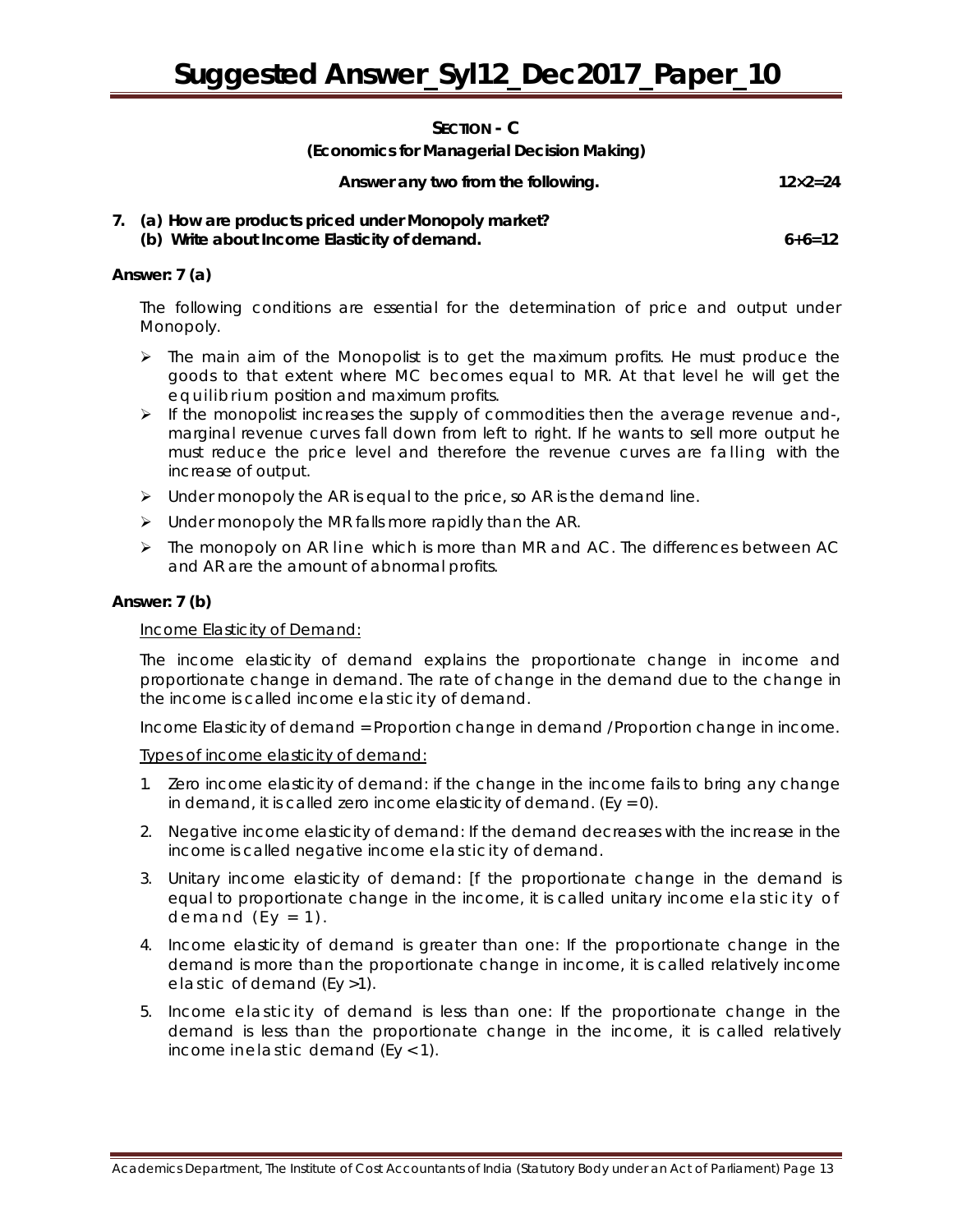## SECTION - C

**(Economics for Managerial Decision Making)**

**Answer any two from the following. 12×2=24**

**7. (a) How are products priced under Monopoly market?**
**(b) Write about Income Elasticity of demand. 6+6=12**

**Answer: 7 (a)**

The following conditions are essential for the determination of price and output under Monopoly.

- The main aim of the Monopolist is to get the maximum profits. He must produce the goods to that extent where MC becomes equal to MR. At that level he will get the equilibrium position and maximum profits.
- If the monopolist increases the supply of commodities then the average revenue and-, marginal revenue curves fall down from left to right. If he wants to sell more output he must reduce the price level and therefore the revenue curves are falling with the increase of output.
- Under monopoly the AR is equal to the price, so AR is the demand line.
- Under monopoly the MR falls more rapidly than the AR.
- The monopoly on AR line which is more than MR and AC. The differences between AC and AR are the amount of abnormal profits.

**Answer: 7 (b)**

Income Elasticity of Demand:

The income elasticity of demand explains the proportionate change in income and proportionate change in demand. The rate of change in the demand due to the change in the income is called income elasticity of demand.

Income Elasticity of demand = Proportion change in demand /Proportion change in income.

Types of income elasticity of demand:

1. Zero income elasticity of demand: if the change in the income fails to bring any change in demand, it is called zero income elasticity of demand. ($Ey = 0$).
2. Negative income elasticity of demand: If the demand decreases with the increase in the income is called negative income elasticity of demand.
3. Unitary income elasticity of demand: [f the proportionate change in the demand is equal to proportionate change in the income, it is called unitary income elasticity of demand ($Ey = 1$).
4. Income elasticity of demand is greater than one: If the proportionate change in the demand is more than the proportionate change in income, it is called relatively income elastic of demand ($Ey > 1$).
5. Income elasticity of demand is less than one: If the proportionate change in the demand is less than the proportionate change in the income, it is called relatively income inelastic demand ($Ey < 1$).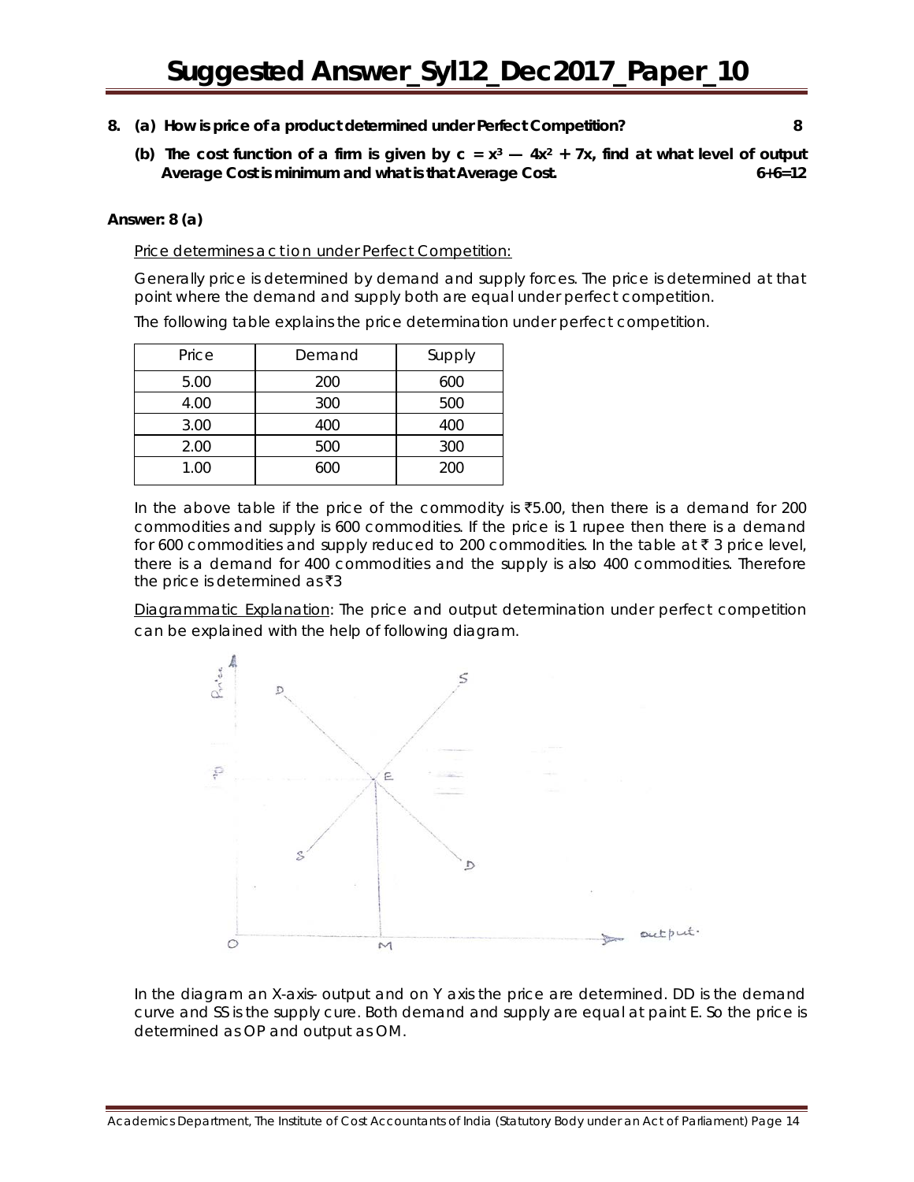8. **(a) How is price of a product determined under Perfect Competition?** **8**

   **(b) The cost function of a firm is given by $c = x^3 - 4x^2 + 7x$, find at what level of output Average Cost is minimum and what is that Average Cost.** **6+6=12**

**Answer: 8 (a)**

Price determines a c t i o n under Perfect Competition:

Generally price is determined by demand and supply forces. The price is determined at that point where the demand and supply both are equal under perfect competition.

The following table explains the price determination under perfect competition.

| Price | Demand | Supply |
|---|---|---|
| 5.00 | 200 | 600 |
| 4.00 | 300 | 500 |
| 3.00 | 400 | 400 |
| 2.00 | 500 | 300 |
| 1.00 | 600 | 200 |

In the above table if the price of the commodity is ₹5.00, then there is a demand for 200 commodities and supply is 600 commodities. If the price is 1 rupee then there is a demand for 600 commodities and supply reduced to 200 commodities. In the table at ₹ 3 price level, there is a demand for 400 commodities and the supply is also 400 commodities. Therefore the price is determined as ₹3

Diagrammatic Explanation: The price and output determination under perfect competition can be explained with the help of following diagram.

In the diagram an X-axis- output and on Y axis the price are determined. DD is the demand curve and SS is the supply cure. Both demand and supply are equal at paint E. So the price is determined as OP and output as OM.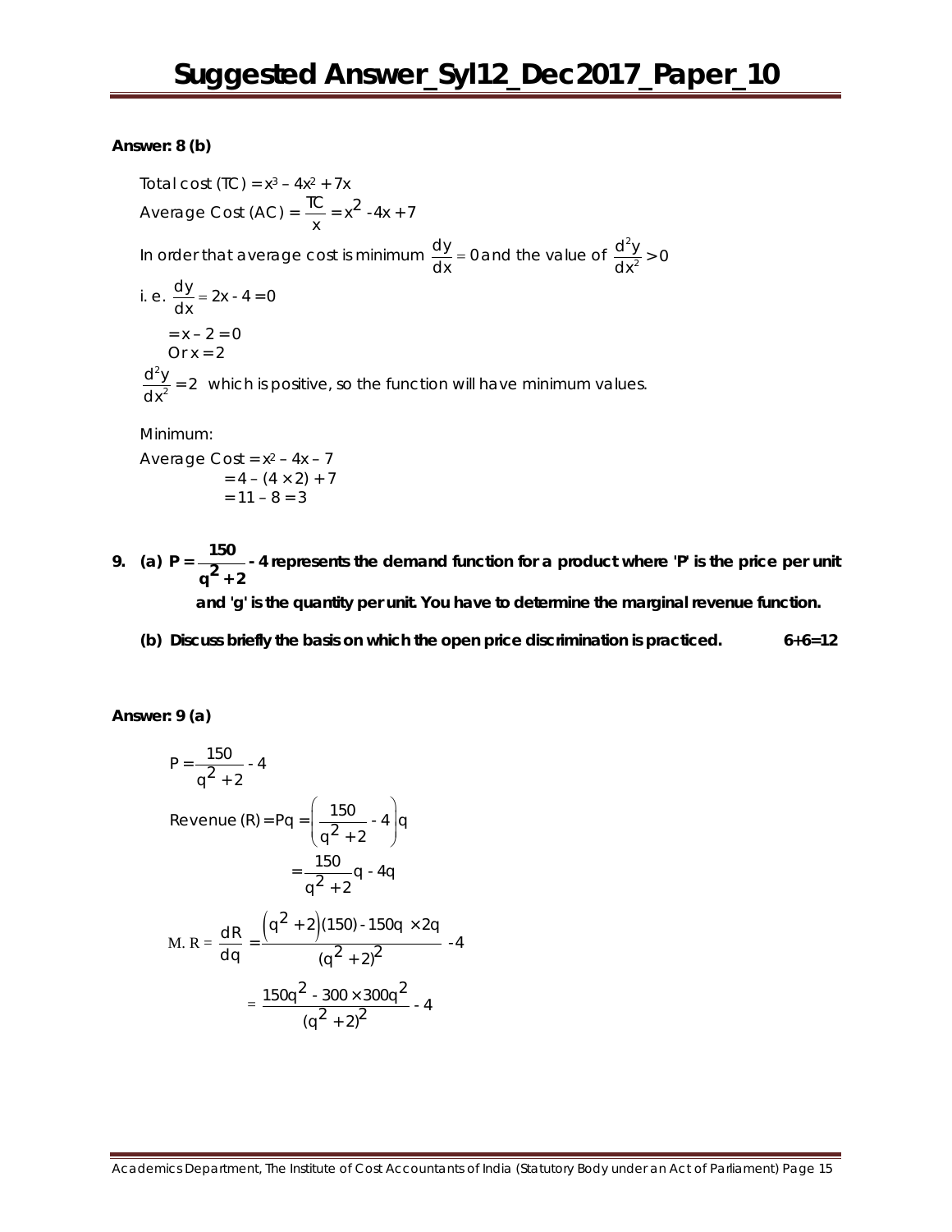**Answer: 8 (b)**

Total cost (TC) = $x^3 - 4x^2 + 7x$

Average Cost (AC) = $\frac{TC}{x} = x^2 - 4x + 7$

In order that average cost is minimum $\frac{dy}{dx} = 0$ and the value of $\frac{d^2y}{dx^2} > 0$

i. e. $\frac{dy}{dx} = 2x - 4 = 0$

$= x - 2 = 0$

Or $x = 2$

$\frac{d^2y}{dx^2} = 2$ which is positive, so the function will have minimum values.

Minimum:

Average Cost = $x^2 - 4x - 7$

$= 4 - (4 \times 2) + 7$

$= 11 - 8 = 3$

**9. (a) $P = \frac{150}{q^2 + 2} - 4$ represents the demand function for a product where 'P' is the price per unit and 'g' is the quantity per unit. You have to determine the marginal revenue function.**

**(b) Discuss briefly the basis on which the open price discrimination is practiced. 6+6=12**

**Answer: 9 (a)**

$$P = \frac{150}{q^2 + 2} - 4$$

$$\text{Revenue (R)} = Pq = \left(\frac{150}{q^2 + 2} - 4\right)q$$

$$= \frac{150}{q^2 + 2}q - 4q$$

$$\text{M. R} = \frac{dR}{dq} = \frac{\left(q^2 + 2\right)(150) - 150q \times 2q}{(q^2 + 2)^2} - 4$$

$$= \frac{150q^2 - 300 \times 300q^2}{(q^2 + 2)^2} - 4$$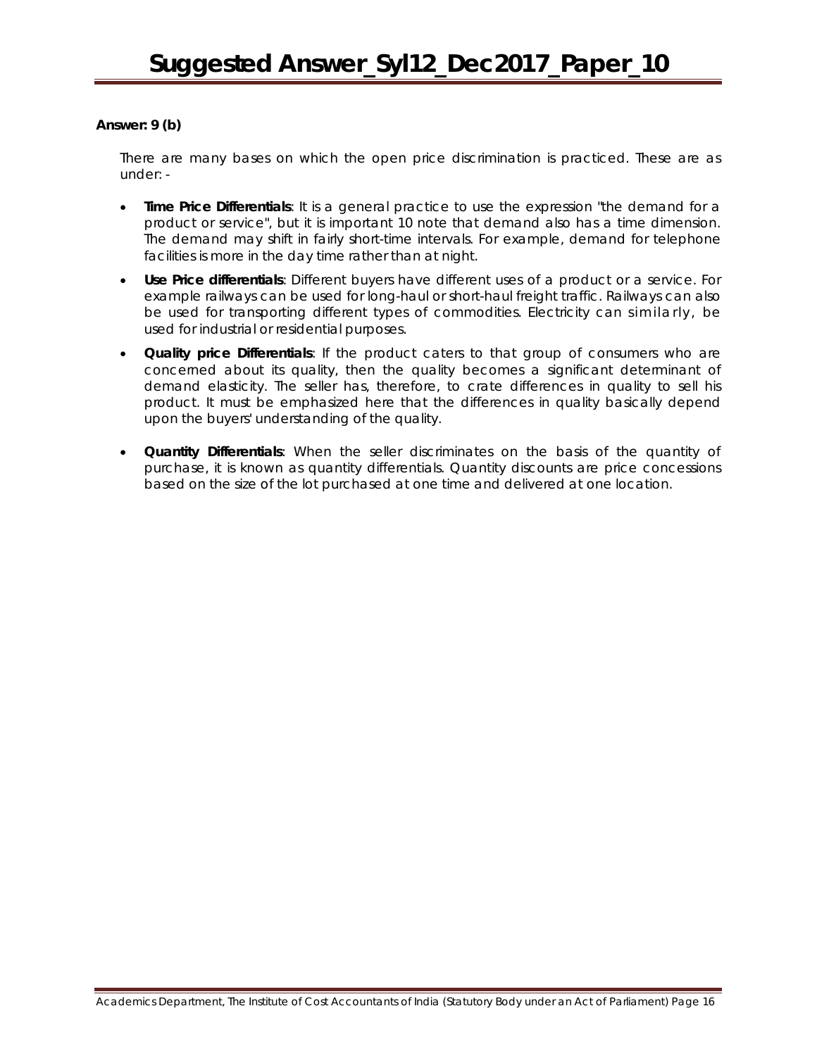**Answer: 9 (b)**

There are many bases on which the open price discrimination is practiced. These are as under: -

- **Time Price Differentials**: It is a general practice to use the expression "the demand for a product or service", but it is important 10 note that demand also has a time dimension. The demand may shift in fairly short-time intervals. For example, demand for telephone facilities is more in the day time rather than at night.
- **Use Price differentials**: Different buyers have different uses of a product or a service. For example railways can be used for long-haul or short-haul freight traffic. Railways can also be used for transporting different types of commodities. Electricity can similarly, be used for industrial or residential purposes.
- **Quality price Differentials**: If the product caters to that group of consumers who are concerned about its quality, then the quality becomes a significant determinant of demand elasticity. The seller has, therefore, to crate differences in quality to sell his product. It must be emphasized here that the differences in quality basically depend upon the buyers' understanding of the quality.
- **Quantity Differentials**: When the seller discriminates on the basis of the quantity of purchase, it is known as quantity differentials. Quantity discounts are price concessions based on the size of the lot purchased at one time and delivered at one location.